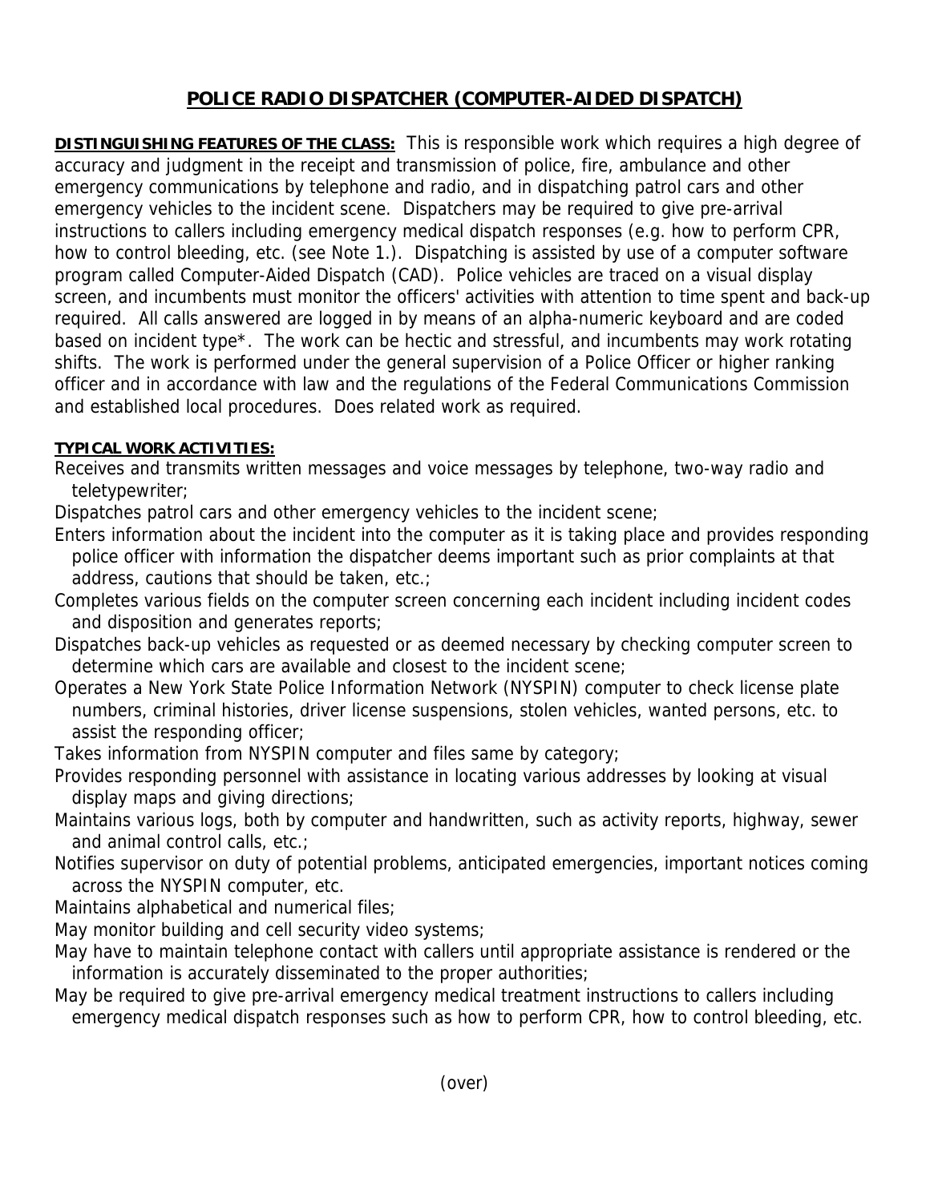## POLICE RADIO DISPATCHER (COMPUTER-AIDED DISPATCH)

**DISTINGUISHING FEATURES OF THE CLASS:** This is responsible work which requires a high degree of accuracy and judgment in the receipt and transmission of police, fire, ambulance and other emergency communications by telephone and radio, and in dispatching patrol cars and other emergency vehicles to the incident scene. Dispatchers may be required to give pre-arrival instructions to callers including emergency medical dispatch responses (e.g. how to perform CPR, how to control bleeding, etc. (see Note 1.). Dispatching is assisted by use of a computer software program called Computer-Aided Dispatch (CAD). Police vehicles are traced on a visual display screen, and incumbents must monitor the officers' activities with attention to time spent and back-up required. All calls answered are logged in by means of an alpha-numeric keyboard and are coded based on incident type*. The work can be hectic and stressful, and incumbents may work rotating shifts. The work is performed under the general supervision of a Police Officer or higher ranking officer and in accordance with law and the regulations of the Federal Communications Commission and established local procedures. Does related work as required.

**TYPICAL WORK ACTIVITIES:**

Receives and transmits written messages and voice messages by telephone, two-way radio and teletypewriter;

Dispatches patrol cars and other emergency vehicles to the incident scene;

Enters information about the incident into the computer as it is taking place and provides responding police officer with information the dispatcher deems important such as prior complaints at that address, cautions that should be taken, etc.;

Completes various fields on the computer screen concerning each incident including incident codes and disposition and generates reports;

Dispatches back-up vehicles as requested or as deemed necessary by checking computer screen to determine which cars are available and closest to the incident scene;

Operates a New York State Police Information Network (NYSPIN) computer to check license plate numbers, criminal histories, driver license suspensions, stolen vehicles, wanted persons, etc. to assist the responding officer;

Takes information from NYSPIN computer and files same by category;

Provides responding personnel with assistance in locating various addresses by looking at visual display maps and giving directions;

Maintains various logs, both by computer and handwritten, such as activity reports, highway, sewer and animal control calls, etc.;

Notifies supervisor on duty of potential problems, anticipated emergencies, important notices coming across the NYSPIN computer, etc.

Maintains alphabetical and numerical files;

May monitor building and cell security video systems;

May have to maintain telephone contact with callers until appropriate assistance is rendered or the information is accurately disseminated to the proper authorities;

May be required to give pre-arrival emergency medical treatment instructions to callers including emergency medical dispatch responses such as how to perform CPR, how to control bleeding, etc.

(over)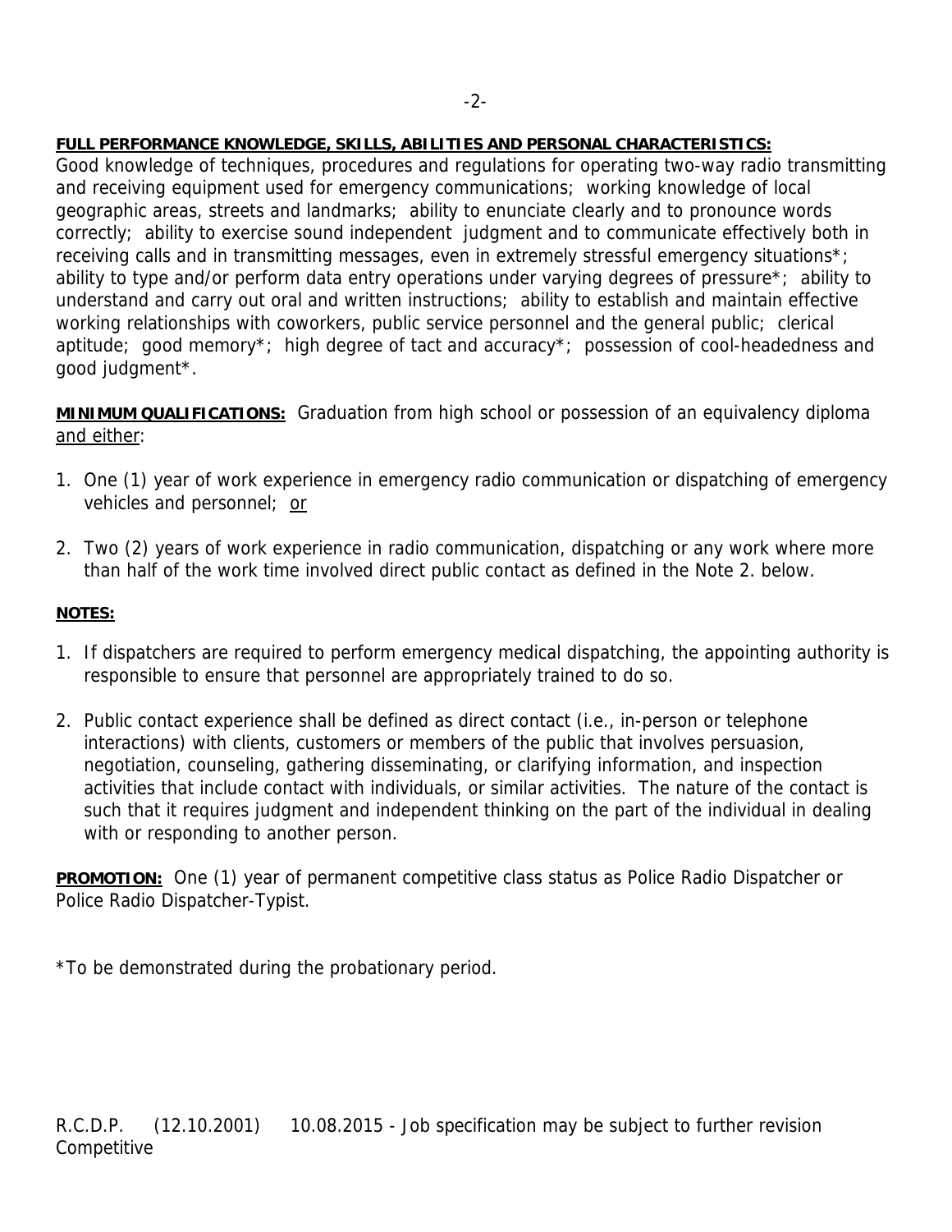**FULL PERFORMANCE KNOWLEDGE, SKILLS, ABILITIES AND PERSONAL CHARACTERISTICS:** Good knowledge of techniques, procedures and regulations for operating two-way radio transmitting and receiving equipment used for emergency communications; working knowledge of local geographic areas, streets and landmarks; ability to enunciate clearly and to pronounce words correctly; ability to exercise sound independent judgment and to communicate effectively both in receiving calls and in transmitting messages, even in extremely stressful emergency situations*; ability to type and/or perform data entry operations under varying degrees of pressure*; ability to understand and carry out oral and written instructions; ability to establish and maintain effective working relationships with coworkers, public service personnel and the general public; clerical aptitude; good memory*; high degree of tact and accuracy*; possession of cool-headedness and good judgment*.

**MINIMUM QUALIFICATIONS:** Graduation from high school or possession of an equivalency diploma and either:

1. One (1) year of work experience in emergency radio communication or dispatching of emergency vehicles and personnel; or
2. Two (2) years of work experience in radio communication, dispatching or any work where more than half of the work time involved direct public contact as defined in the Note 2. below.

**NOTES:**

1. If dispatchers are required to perform emergency medical dispatching, the appointing authority is responsible to ensure that personnel are appropriately trained to do so.
2. Public contact experience shall be defined as direct contact (i.e., in-person or telephone interactions) with clients, customers or members of the public that involves persuasion, negotiation, counseling, gathering disseminating, or clarifying information, and inspection activities that include contact with individuals, or similar activities. The nature of the contact is such that it requires judgment and independent thinking on the part of the individual in dealing with or responding to another person.

**PROMOTION:** One (1) year of permanent competitive class status as Police Radio Dispatcher or Police Radio Dispatcher-Typist.

*To be demonstrated during the probationary period.

R.C.D.P. (12.10.2001) 10.08.2015 - Job specification may be subject to further revision
Competitive